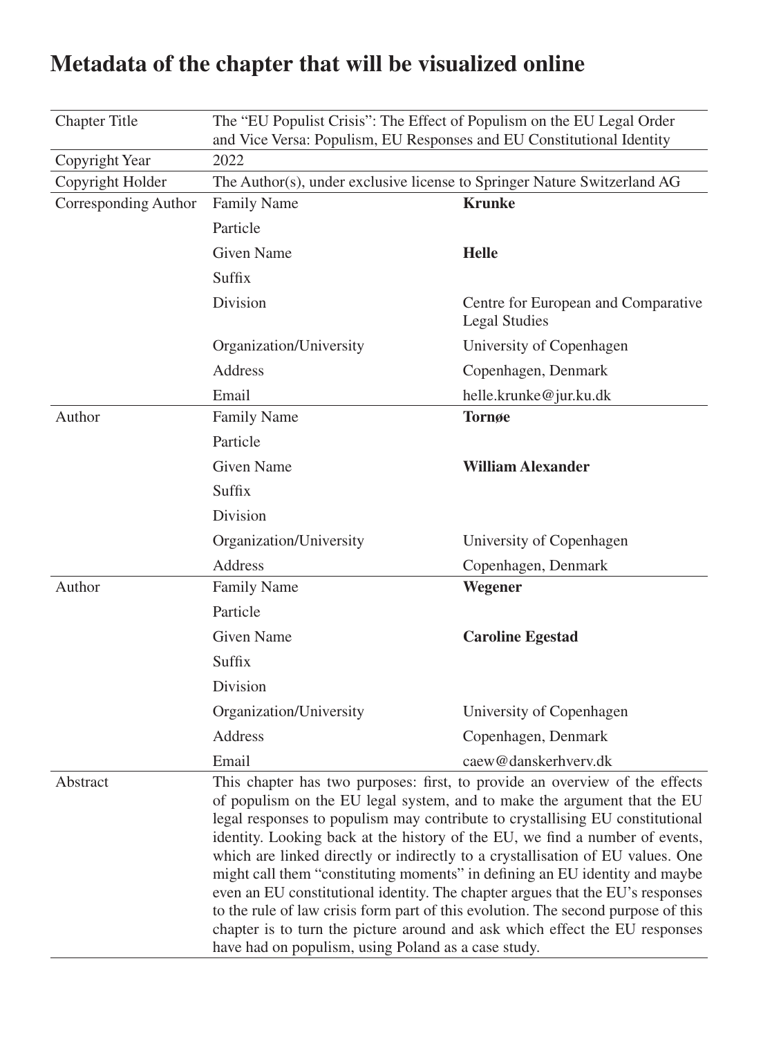# Metadata of the chapter that will be visualized online

| | | |
|---|---|---|
| Chapter Title | The "EU Populist Crisis": The Effect of Populism on the EU Legal Order and Vice Versa: Populism, EU Responses and EU Constitutional Identity | |
| Copyright Year | 2022 | |
| Copyright Holder | The Author(s), under exclusive license to Springer Nature Switzerland AG | |
| Corresponding Author | Family Name | **Krunke** |
| | Particle | |
| | Given Name | **Helle** |
| | Suffix | |
| | Division | Centre for European and Comparative Legal Studies |
| | Organization/University | University of Copenhagen |
| | Address | Copenhagen, Denmark |
| | Email | helle.krunke@jur.ku.dk |
| Author | Family Name | **Tornøe** |
| | Particle | |
| | Given Name | **William Alexander** |
| | Suffix | |
| | Division | |
| | Organization/University | University of Copenhagen |
| | Address | Copenhagen, Denmark |
| Author | Family Name | **Wegener** |
| | Particle | |
| | Given Name | **Caroline Egestad** |
| | Suffix | |
| | Division | |
| | Organization/University | University of Copenhagen |
| | Address | Copenhagen, Denmark |
| | Email | caew@danskerhverv.dk |
| Abstract | This chapter has two purposes: first, to provide an overview of the effects of populism on the EU legal system, and to make the argument that the EU legal responses to populism may contribute to crystallising EU constitutional identity. Looking back at the history of the EU, we find a number of events, which are linked directly or indirectly to a crystallisation of EU values. One might call them "constituting moments" in defining an EU identity and maybe even an EU constitutional identity. The chapter argues that the EU's responses to the rule of law crisis form part of this evolution. The second purpose of this chapter is to turn the picture around and ask which effect the EU responses have had on populism, using Poland as a case study. | |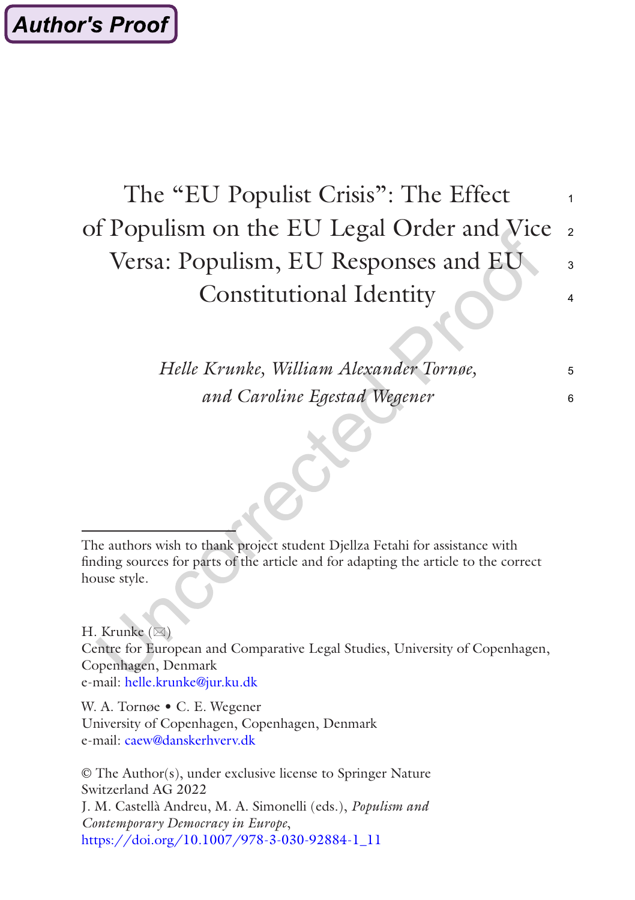# The "EU Populist Crisis": The Effect of Populism on the EU Legal Order and Vice Versa: Populism, EU Responses and EU Constitutional Identity

*Helle Krunke, William Alexander Tornøe, and Caroline Egestad Wegener*

The authors wish to thank project student Djellza Fetahi for assistance with finding sources for parts of the article and for adapting the article to the correct house style.

H. Krunke (✉)
Centre for European and Comparative Legal Studies, University of Copenhagen, Copenhagen, Denmark
e-mail: helle.krunke@jur.ku.dk

W. A. Tornøe • C. E. Wegener
University of Copenhagen, Copenhagen, Denmark
e-mail: caew@danskerhverv.dk

© The Author(s), under exclusive license to Springer Nature Switzerland AG 2022
J. M. Castellà Andreu, M. A. Simonelli (eds.), *Populism and Contemporary Democracy in Europe*,
https://doi.org/10.1007/978-3-030-92884-1_11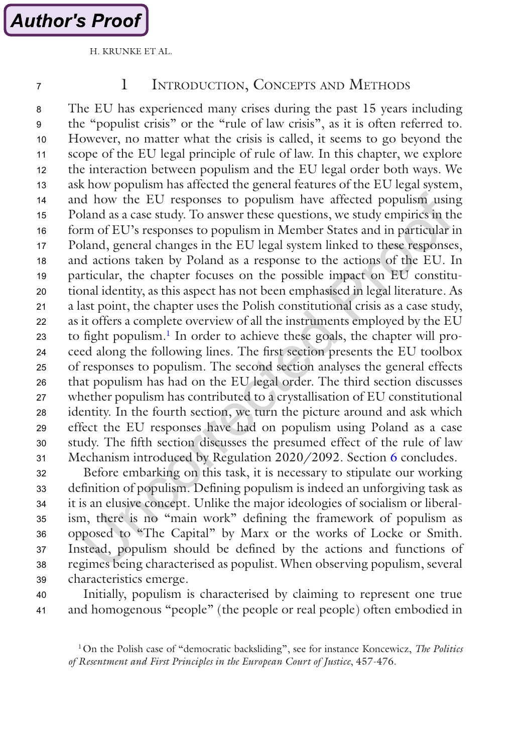## 1 Introduction, Concepts and Methods

The EU has experienced many crises during the past 15 years including the "populist crisis" or the "rule of law crisis", as it is often referred to. However, no matter what the crisis is called, it seems to go beyond the scope of the EU legal principle of rule of law. In this chapter, we explore the interaction between populism and the EU legal order both ways. We ask how populism has affected the general features of the EU legal system, and how the EU responses to populism have affected populism using Poland as a case study. To answer these questions, we study empirics in the form of EU's responses to populism in Member States and in particular in Poland, general changes in the EU legal system linked to these responses, and actions taken by Poland as a response to the actions of the EU. In particular, the chapter focuses on the possible impact on EU constitutional identity, as this aspect has not been emphasised in legal literature. As a last point, the chapter uses the Polish constitutional crisis as a case study, as it offers a complete overview of all the instruments employed by the EU to fight populism.[1] In order to achieve these goals, the chapter will proceed along the following lines. The first section presents the EU toolbox of responses to populism. The second section analyses the general effects that populism has had on the EU legal order. The third section discusses whether populism has contributed to a crystallisation of EU constitutional identity. In the fourth section, we turn the picture around and ask which effect the EU responses have had on populism using Poland as a case study. The fifth section discusses the presumed effect of the rule of law Mechanism introduced by Regulation 2020/2092. Section 6 concludes.

Before embarking on this task, it is necessary to stipulate our working definition of populism. Defining populism is indeed an unforgiving task as it is an elusive concept. Unlike the major ideologies of socialism or liberalism, there is no "main work" defining the framework of populism as opposed to "The Capital" by Marx or the works of Locke or Smith. Instead, populism should be defined by the actions and functions of regimes being characterised as populist. When observing populism, several characteristics emerge.

Initially, populism is characterised by claiming to represent one true and homogenous "people" (the people or real people) often embodied in

[1] On the Polish case of "democratic backsliding", see for instance Koncewicz, *The Politics of Resentment and First Principles in the European Court of Justice*, 457-476.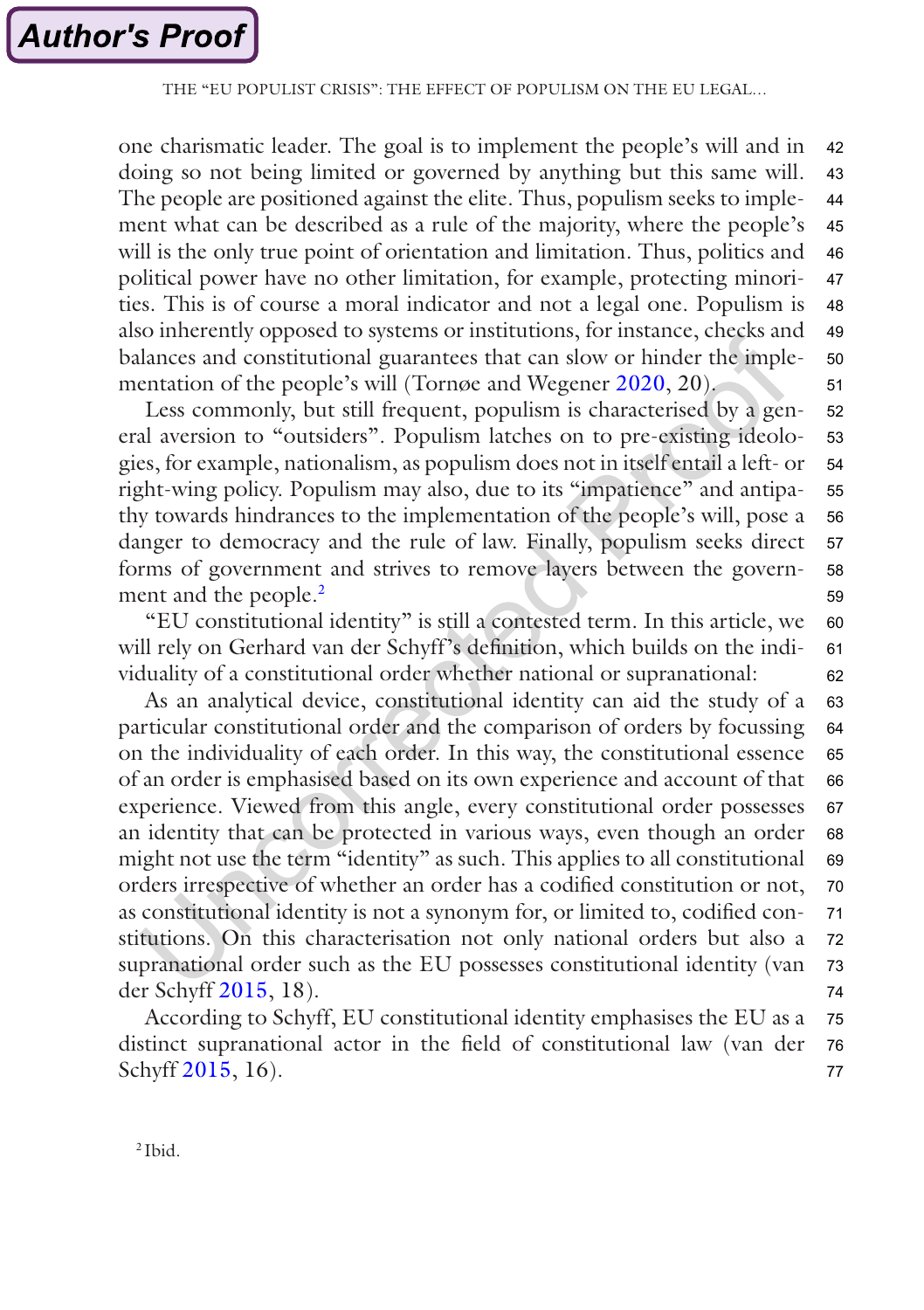one charismatic leader. The goal is to implement the people's will and in doing so not being limited or governed by anything but this same will. The people are positioned against the elite. Thus, populism seeks to implement what can be described as a rule of the majority, where the people's will is the only true point of orientation and limitation. Thus, politics and political power have no other limitation, for example, protecting minorities. This is of course a moral indicator and not a legal one. Populism is also inherently opposed to systems or institutions, for instance, checks and balances and constitutional guarantees that can slow or hinder the implementation of the people's will (Tornøe and Wegener 2020, 20).

Less commonly, but still frequent, populism is characterised by a general aversion to "outsiders". Populism latches on to pre-existing ideologies, for example, nationalism, as populism does not in itself entail a left- or right-wing policy. Populism may also, due to its "impatience" and antipathy towards hindrances to the implementation of the people's will, pose a danger to democracy and the rule of law. Finally, populism seeks direct forms of government and strives to remove layers between the government and the people.[2]

"EU constitutional identity" is still a contested term. In this article, we will rely on Gerhard van der Schyff's definition, which builds on the individuality of a constitutional order whether national or supranational:

As an analytical device, constitutional identity can aid the study of a particular constitutional order and the comparison of orders by focussing on the individuality of each order. In this way, the constitutional essence of an order is emphasised based on its own experience and account of that experience. Viewed from this angle, every constitutional order possesses an identity that can be protected in various ways, even though an order might not use the term "identity" as such. This applies to all constitutional orders irrespective of whether an order has a codified constitution or not, as constitutional identity is not a synonym for, or limited to, codified constitutions. On this characterisation not only national orders but also a supranational order such as the EU possesses constitutional identity (van der Schyff 2015, 18).

According to Schyff, EU constitutional identity emphasises the EU as a distinct supranational actor in the field of constitutional law (van der Schyff 2015, 16).

[2] Ibid.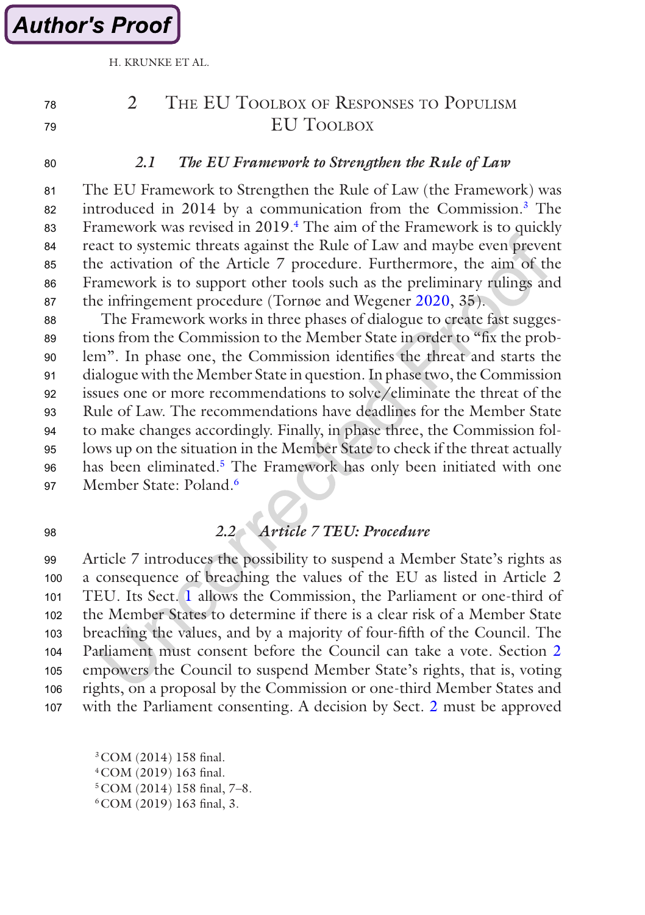## 2 The EU Toolbox of Responses to Populism EU Toolbox

### 2.1 The EU Framework to Strengthen the Rule of Law

The EU Framework to Strengthen the Rule of Law (the Framework) was introduced in 2014 by a communication from the Commission.[3] The Framework was revised in 2019.[4] The aim of the Framework is to quickly react to systemic threats against the Rule of Law and maybe even prevent the activation of the Article 7 procedure. Furthermore, the aim of the Framework is to support other tools such as the preliminary rulings and the infringement procedure (Tornøe and Wegener 2020, 35).

The Framework works in three phases of dialogue to create fast suggestions from the Commission to the Member State in order to "fix the problem". In phase one, the Commission identifies the threat and starts the dialogue with the Member State in question. In phase two, the Commission issues one or more recommendations to solve/eliminate the threat of the Rule of Law. The recommendations have deadlines for the Member State to make changes accordingly. Finally, in phase three, the Commission follows up on the situation in the Member State to check if the threat actually has been eliminated.[5] The Framework has only been initiated with one Member State: Poland.[6]

### 2.2 Article 7 TEU: Procedure

Article 7 introduces the possibility to suspend a Member State's rights as a consequence of breaching the values of the EU as listed in Article 2 TEU. Its Sect. 1 allows the Commission, the Parliament or one-third of the Member States to determine if there is a clear risk of a Member State breaching the values, and by a majority of four-fifth of the Council. The Parliament must consent before the Council can take a vote. Section 2 empowers the Council to suspend Member State's rights, that is, voting rights, on a proposal by the Commission or one-third Member States and with the Parliament consenting. A decision by Sect. 2 must be approved

[3] COM (2014) 158 final.
[4] COM (2019) 163 final.
[5] COM (2014) 158 final, 7–8.
[6] COM (2019) 163 final, 3.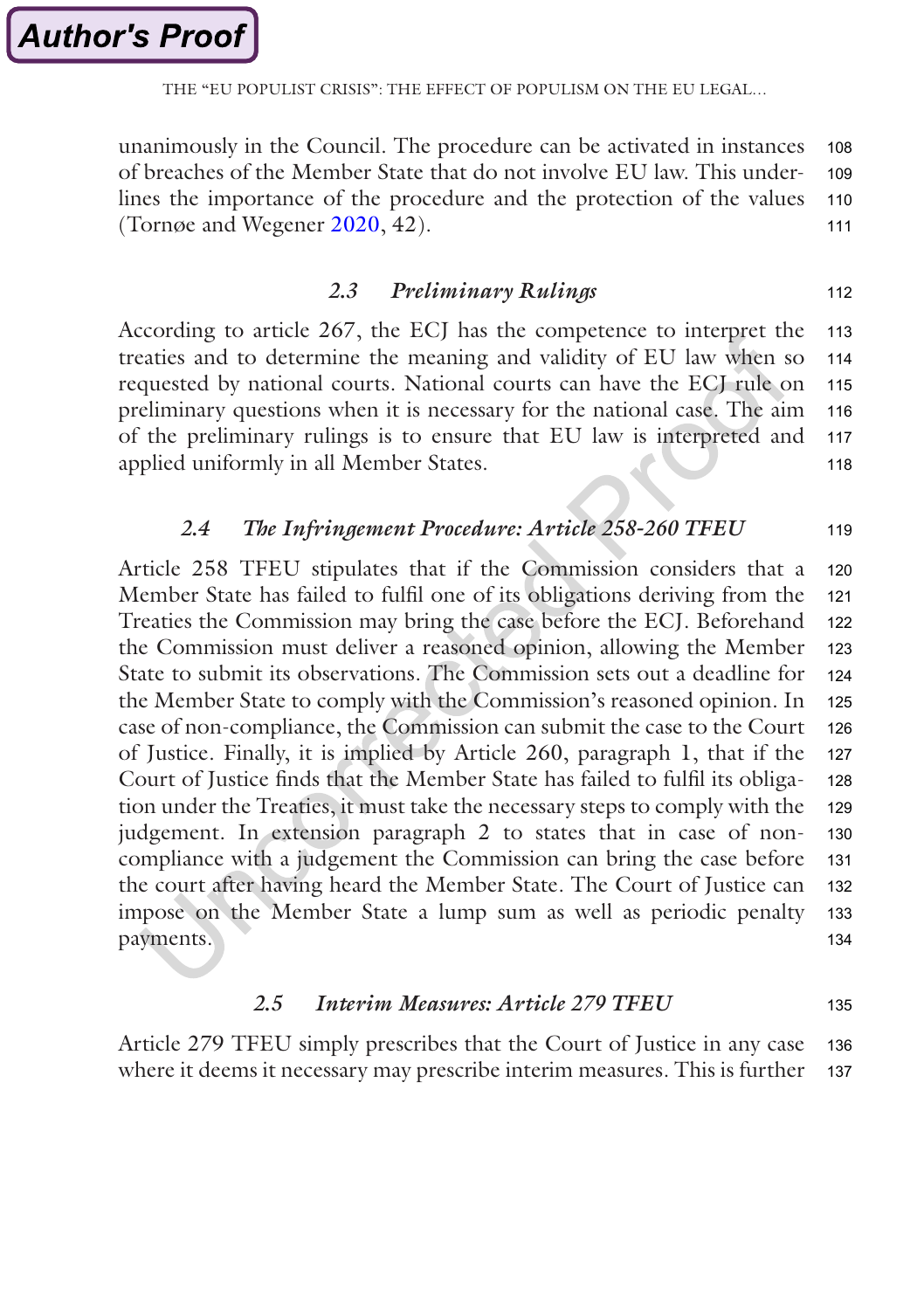unanimously in the Council. The procedure can be activated in instances of breaches of the Member State that do not involve EU law. This underlines the importance of the procedure and the protection of the values (Tornøe and Wegener 2020, 42).

### 2.3 *Preliminary Rulings*

According to article 267, the ECJ has the competence to interpret the treaties and to determine the meaning and validity of EU law when so requested by national courts. National courts can have the ECJ rule on preliminary questions when it is necessary for the national case. The aim of the preliminary rulings is to ensure that EU law is interpreted and applied uniformly in all Member States.

### 2.4 *The Infringement Procedure: Article 258-260 TFEU*

Article 258 TFEU stipulates that if the Commission considers that a Member State has failed to fulfil one of its obligations deriving from the Treaties the Commission may bring the case before the ECJ. Beforehand the Commission must deliver a reasoned opinion, allowing the Member State to submit its observations. The Commission sets out a deadline for the Member State to comply with the Commission's reasoned opinion. In case of non-compliance, the Commission can submit the case to the Court of Justice. Finally, it is implied by Article 260, paragraph 1, that if the Court of Justice finds that the Member State has failed to fulfil its obligation under the Treaties, it must take the necessary steps to comply with the judgement. In extension paragraph 2 to states that in case of non-compliance with a judgement the Commission can bring the case before the court after having heard the Member State. The Court of Justice can impose on the Member State a lump sum as well as periodic penalty payments.

### 2.5 *Interim Measures: Article 279 TFEU*

Article 279 TFEU simply prescribes that the Court of Justice in any case where it deems it necessary may prescribe interim measures. This is further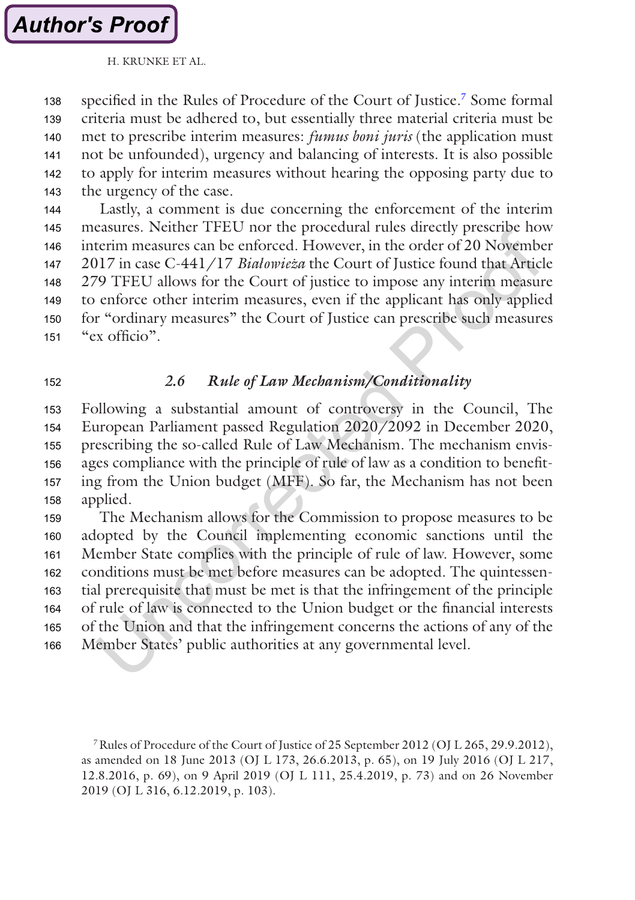specified in the Rules of Procedure of the Court of Justice.[7] Some formal criteria must be adhered to, but essentially three material criteria must be met to prescribe interim measures: *fumus boni juris* (the application must not be unfounded), urgency and balancing of interests. It is also possible to apply for interim measures without hearing the opposing party due to the urgency of the case.

Lastly, a comment is due concerning the enforcement of the interim measures. Neither TFEU nor the procedural rules directly prescribe how interim measures can be enforced. However, in the order of 20 November 2017 in case C-441/17 *Białowieża* the Court of Justice found that Article 279 TFEU allows for the Court of justice to impose any interim measure to enforce other interim measures, even if the applicant has only applied for "ordinary measures" the Court of Justice can prescribe such measures "ex officio".

### *2.6 Rule of Law Mechanism/Conditionality*

Following a substantial amount of controversy in the Council, The European Parliament passed Regulation 2020/2092 in December 2020, prescribing the so-called Rule of Law Mechanism. The mechanism envisages compliance with the principle of rule of law as a condition to benefiting from the Union budget (MFF). So far, the Mechanism has not been applied.

The Mechanism allows for the Commission to propose measures to be adopted by the Council implementing economic sanctions until the Member State complies with the principle of rule of law. However, some conditions must be met before measures can be adopted. The quintessential prerequisite that must be met is that the infringement of the principle of rule of law is connected to the Union budget or the financial interests of the Union and that the infringement concerns the actions of any of the Member States' public authorities at any governmental level.

---

[7] Rules of Procedure of the Court of Justice of 25 September 2012 (OJ L 265, 29.9.2012), as amended on 18 June 2013 (OJ L 173, 26.6.2013, p. 65), on 19 July 2016 (OJ L 217, 12.8.2016, p. 69), on 9 April 2019 (OJ L 111, 25.4.2019, p. 73) and on 26 November 2019 (OJ L 316, 6.12.2019, p. 103).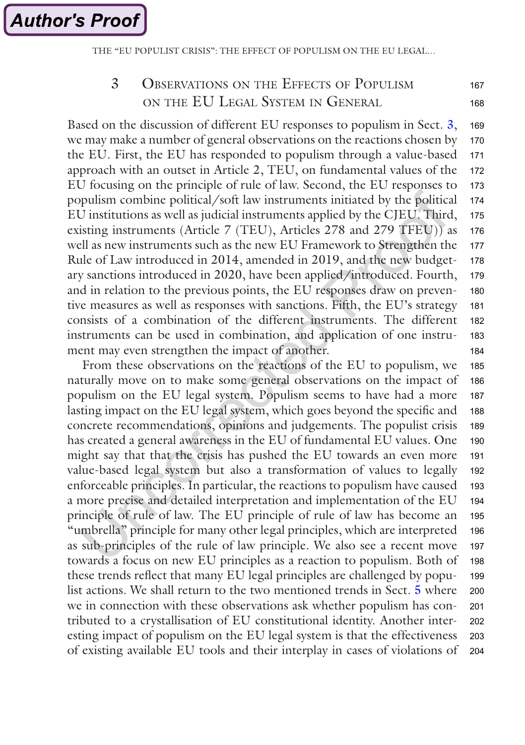## 3 Observations on the Effects of Populism on the EU Legal System in General

Based on the discussion of different EU responses to populism in Sect. 3, we may make a number of general observations on the reactions chosen by the EU. First, the EU has responded to populism through a value-based approach with an outset in Article 2, TEU, on fundamental values of the EU focusing on the principle of rule of law. Second, the EU responses to populism combine political/soft law instruments initiated by the political EU institutions as well as judicial instruments applied by the CJEU. Third, existing instruments (Article 7 (TEU), Articles 278 and 279 TFEU)) as well as new instruments such as the new EU Framework to Strengthen the Rule of Law introduced in 2014, amended in 2019, and the new budgetary sanctions introduced in 2020, have been applied/introduced. Fourth, and in relation to the previous points, the EU responses draw on preventive measures as well as responses with sanctions. Fifth, the EU's strategy consists of a combination of the different instruments. The different instruments can be used in combination, and application of one instrument may even strengthen the impact of another.

From these observations on the reactions of the EU to populism, we naturally move on to make some general observations on the impact of populism on the EU legal system. Populism seems to have had a more lasting impact on the EU legal system, which goes beyond the specific and concrete recommendations, opinions and judgements. The populist crisis has created a general awareness in the EU of fundamental EU values. One might say that that the crisis has pushed the EU towards an even more value-based legal system but also a transformation of values to legally enforceable principles. In particular, the reactions to populism have caused a more precise and detailed interpretation and implementation of the EU principle of rule of law. The EU principle of rule of law has become an "umbrella" principle for many other legal principles, which are interpreted as sub-principles of the rule of law principle. We also see a recent move towards a focus on new EU principles as a reaction to populism. Both of these trends reflect that many EU legal principles are challenged by populist actions. We shall return to the two mentioned trends in Sect. 5 where we in connection with these observations ask whether populism has contributed to a crystallisation of EU constitutional identity. Another interesting impact of populism on the EU legal system is that the effectiveness of existing available EU tools and their interplay in cases of violations of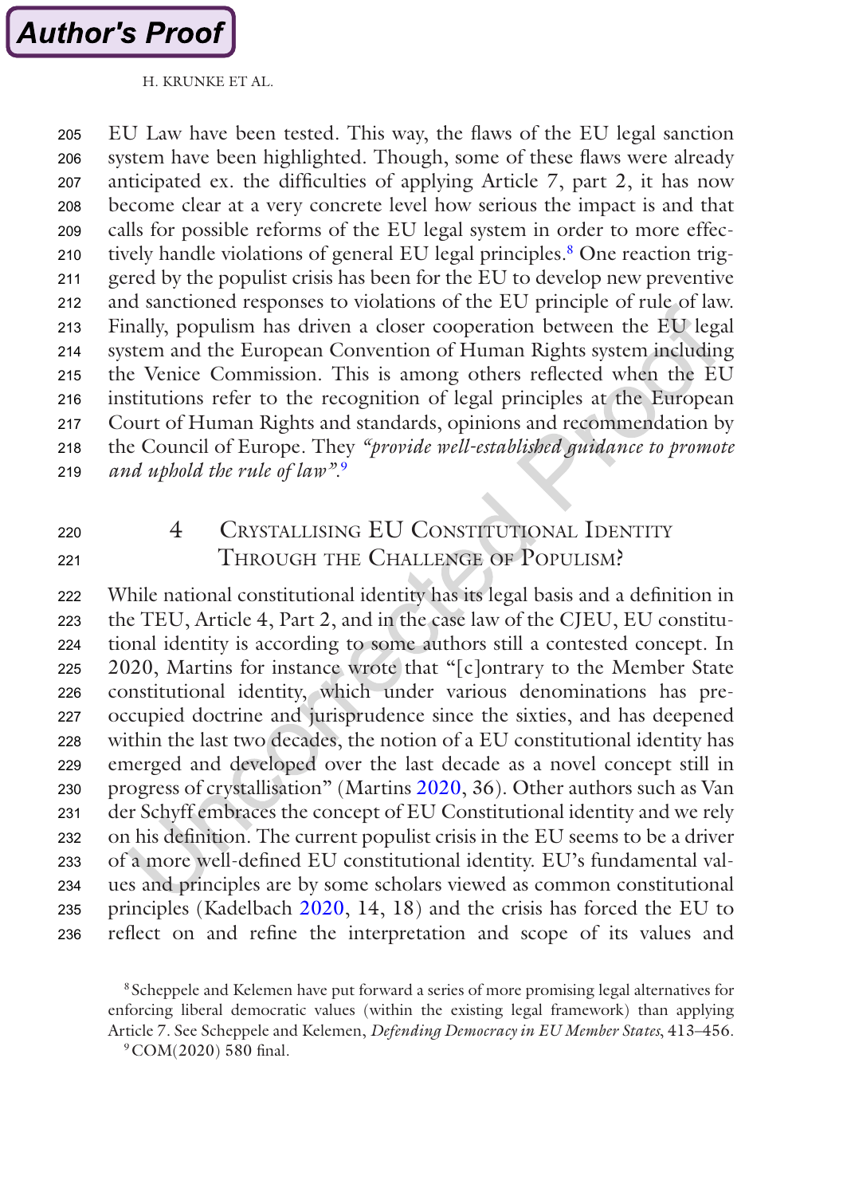EU Law have been tested. This way, the flaws of the EU legal sanction system have been highlighted. Though, some of these flaws were already anticipated ex. the difficulties of applying Article 7, part 2, it has now become clear at a very concrete level how serious the impact is and that calls for possible reforms of the EU legal system in order to more effectively handle violations of general EU legal principles.[8] One reaction triggered by the populist crisis has been for the EU to develop new preventive and sanctioned responses to violations of the EU principle of rule of law. Finally, populism has driven a closer cooperation between the EU legal system and the European Convention of Human Rights system including the Venice Commission. This is among others reflected when the EU institutions refer to the recognition of legal principles at the European Court of Human Rights and standards, opinions and recommendation by the Council of Europe. They *"provide well-established guidance to promote and uphold the rule of law"*.[9]

## 4 Crystallising EU Constitutional Identity Through the Challenge of Populism?

While national constitutional identity has its legal basis and a definition in the TEU, Article 4, Part 2, and in the case law of the CJEU, EU constitutional identity is according to some authors still a contested concept. In 2020, Martins for instance wrote that "[c]ontrary to the Member State constitutional identity, which under various denominations has pre-occupied doctrine and jurisprudence since the sixties, and has deepened within the last two decades, the notion of a EU constitutional identity has emerged and developed over the last decade as a novel concept still in progress of crystallisation" (Martins 2020, 36). Other authors such as Van der Schyff embraces the concept of EU Constitutional identity and we rely on his definition. The current populist crisis in the EU seems to be a driver of a more well-defined EU constitutional identity. EU's fundamental values and principles are by some scholars viewed as common constitutional principles (Kadelbach 2020, 14, 18) and the crisis has forced the EU to reflect on and refine the interpretation and scope of its values and

---

[8] Scheppele and Kelemen have put forward a series of more promising legal alternatives for enforcing liberal democratic values (within the existing legal framework) than applying Article 7. See Scheppele and Kelemen, *Defending Democracy in EU Member States*, 413–456.

[9] COM(2020) 580 final.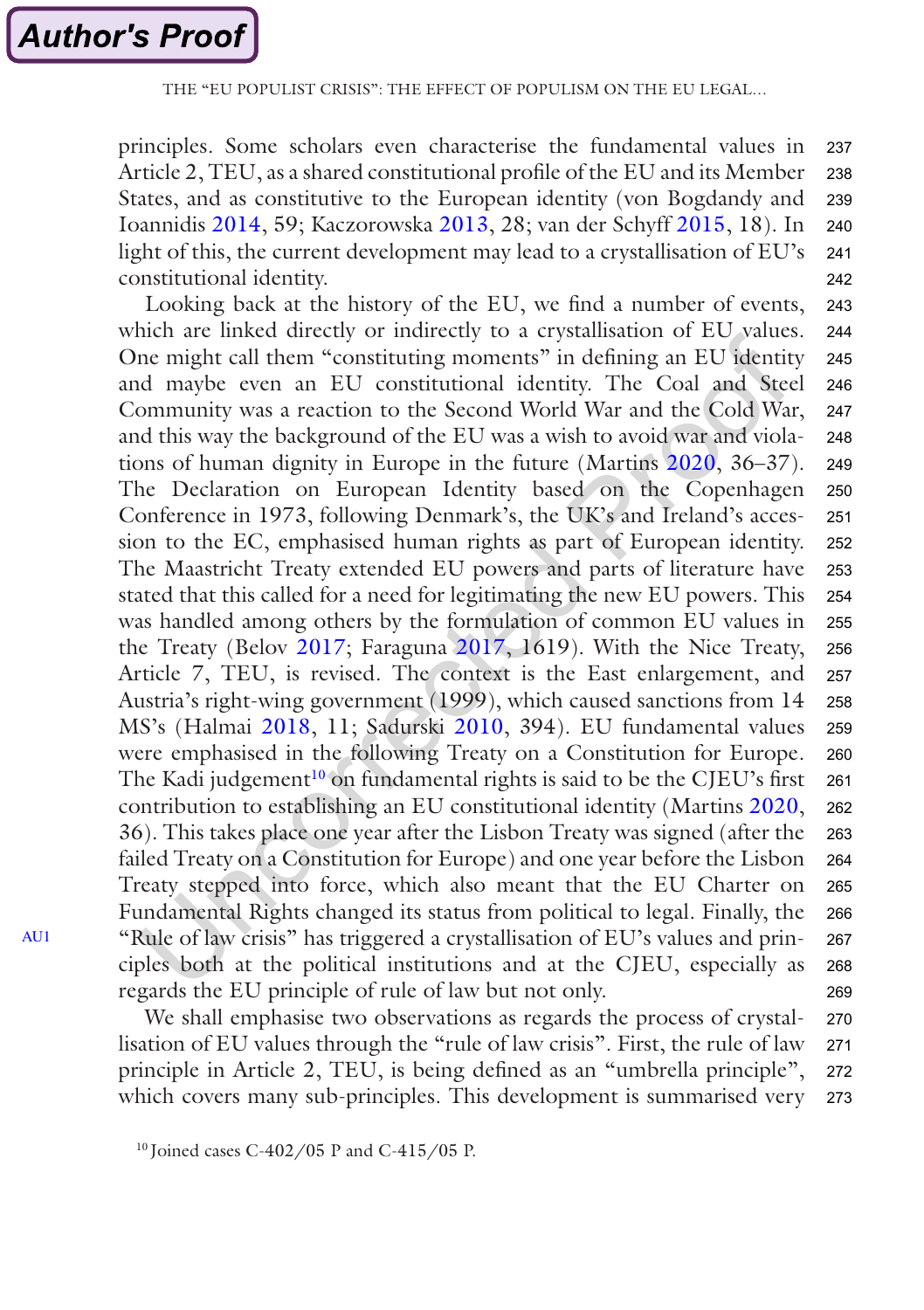principles. Some scholars even characterise the fundamental values in Article 2, TEU, as a shared constitutional profile of the EU and its Member States, and as constitutive to the European identity (von Bogdandy and Ioannidis 2014, 59; Kaczorowska 2013, 28; van der Schyff 2015, 18). In light of this, the current development may lead to a crystallisation of EU's constitutional identity.

Looking back at the history of the EU, we find a number of events, which are linked directly or indirectly to a crystallisation of EU values. One might call them "constituting moments" in defining an EU identity and maybe even an EU constitutional identity. The Coal and Steel Community was a reaction to the Second World War and the Cold War, and this way the background of the EU was a wish to avoid war and violations of human dignity in Europe in the future (Martins 2020, 36–37). The Declaration on European Identity based on the Copenhagen Conference in 1973, following Denmark's, the UK's and Ireland's accession to the EC, emphasised human rights as part of European identity. The Maastricht Treaty extended EU powers and parts of literature have stated that this called for a need for legitimating the new EU powers. This was handled among others by the formulation of common EU values in the Treaty (Belov 2017; Faraguna 2017, 1619). With the Nice Treaty, Article 7, TEU, is revised. The context is the East enlargement, and Austria's right-wing government (1999), which caused sanctions from 14 MS's (Halmai 2018, 11; Sadurski 2010, 394). EU fundamental values were emphasised in the following Treaty on a Constitution for Europe. The Kadi judgement[10] on fundamental rights is said to be the CJEU's first contribution to establishing an EU constitutional identity (Martins 2020, 36). This takes place one year after the Lisbon Treaty was signed (after the failed Treaty on a Constitution for Europe) and one year before the Lisbon Treaty stepped into force, which also meant that the EU Charter on Fundamental Rights changed its status from political to legal. Finally, the "Rule of law crisis" has triggered a crystallisation of EU's values and principles both at the political institutions and at the CJEU, especially as regards the EU principle of rule of law but not only.

We shall emphasise two observations as regards the process of crystallisation of EU values through the "rule of law crisis". First, the rule of law principle in Article 2, TEU, is being defined as an "umbrella principle", which covers many sub-principles. This development is summarised very

[10] Joined cases C-402/05 P and C-415/05 P.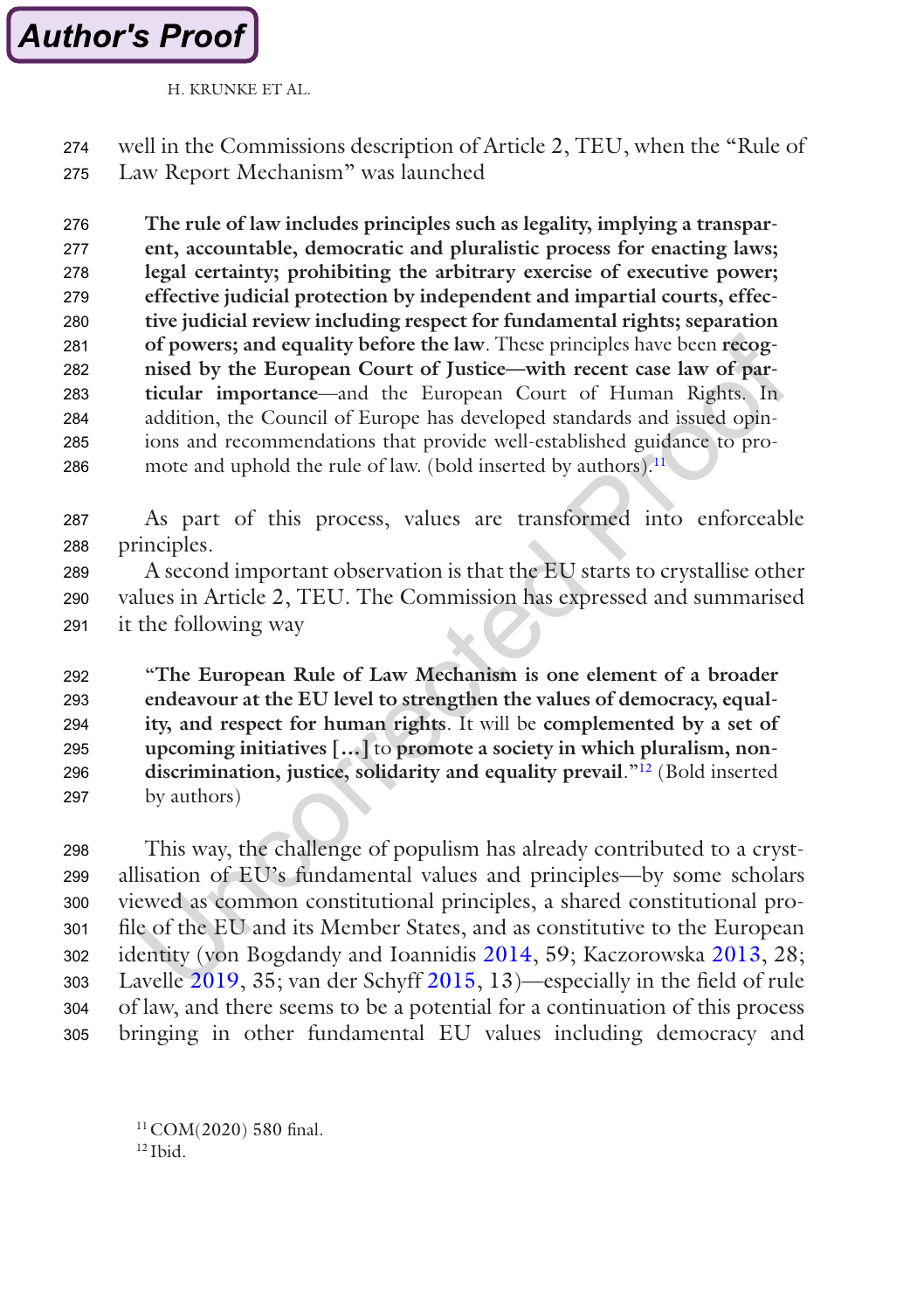well in the Commissions description of Article 2, TEU, when the "Rule of Law Report Mechanism" was launched

> **The rule of law includes principles such as legality, implying a transparent, accountable, democratic and pluralistic process for enacting laws; legal certainty; prohibiting the arbitrary exercise of executive power; effective judicial protection by independent and impartial courts, effective judicial review including respect for fundamental rights; separation of powers; and equality before the law**. These principles have been **recognised by the European Court of Justice—with recent case law of particular importance**—and the European Court of Human Rights. In addition, the Council of Europe has developed standards and issued opinions and recommendations that provide well-established guidance to promote and uphold the rule of law. (bold inserted by authors).[11]

As part of this process, values are transformed into enforceable principles.

A second important observation is that the EU starts to crystallise other values in Article 2, TEU. The Commission has expressed and summarised it the following way

> "**The European Rule of Law Mechanism is one element of a broader endeavour at the EU level to strengthen the values of democracy, equality, and respect for human rights**. It will be **complemented by a set of upcoming initiatives […]** to **promote a society in which pluralism, non-discrimination, justice, solidarity and equality prevail**."[12] (Bold inserted by authors)

This way, the challenge of populism has already contributed to a crystallisation of EU's fundamental values and principles—by some scholars viewed as common constitutional principles, a shared constitutional profile of the EU and its Member States, and as constitutive to the European identity (von Bogdandy and Ioannidis 2014, 59; Kaczorowska 2013, 28; Lavelle 2019, 35; van der Schyff 2015, 13)—especially in the field of rule of law, and there seems to be a potential for a continuation of this process bringing in other fundamental EU values including democracy and

[11] COM(2020) 580 final.

[12] Ibid.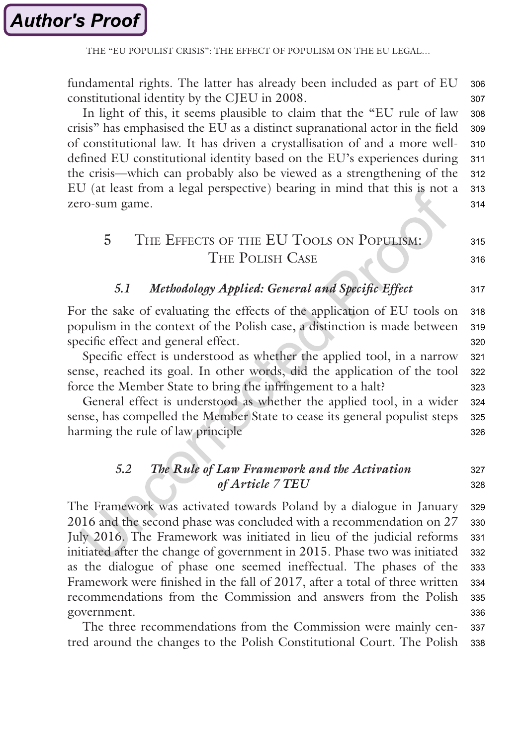fundamental rights. The latter has already been included as part of EU constitutional identity by the CJEU in 2008.

In light of this, it seems plausible to claim that the "EU rule of law crisis" has emphasised the EU as a distinct supranational actor in the field of constitutional law. It has driven a crystallisation of and a more well-defined EU constitutional identity based on the EU's experiences during the crisis—which can probably also be viewed as a strengthening of the EU (at least from a legal perspective) bearing in mind that this is not a zero-sum game.

## 5 The Effects of the EU Tools on Populism: The Polish Case

### 5.1 *Methodology Applied: General and Specific Effect*

For the sake of evaluating the effects of the application of EU tools on populism in the context of the Polish case, a distinction is made between specific effect and general effect.

Specific effect is understood as whether the applied tool, in a narrow sense, reached its goal. In other words, did the application of the tool force the Member State to bring the infringement to a halt?

General effect is understood as whether the applied tool, in a wider sense, has compelled the Member State to cease its general populist steps harming the rule of law principle

### 5.2 *The Rule of Law Framework and the Activation of Article 7 TEU*

The Framework was activated towards Poland by a dialogue in January 2016 and the second phase was concluded with a recommendation on 27 July 2016. The Framework was initiated in lieu of the judicial reforms initiated after the change of government in 2015. Phase two was initiated as the dialogue of phase one seemed ineffectual. The phases of the Framework were finished in the fall of 2017, after a total of three written recommendations from the Commission and answers from the Polish government.

The three recommendations from the Commission were mainly centred around the changes to the Polish Constitutional Court. The Polish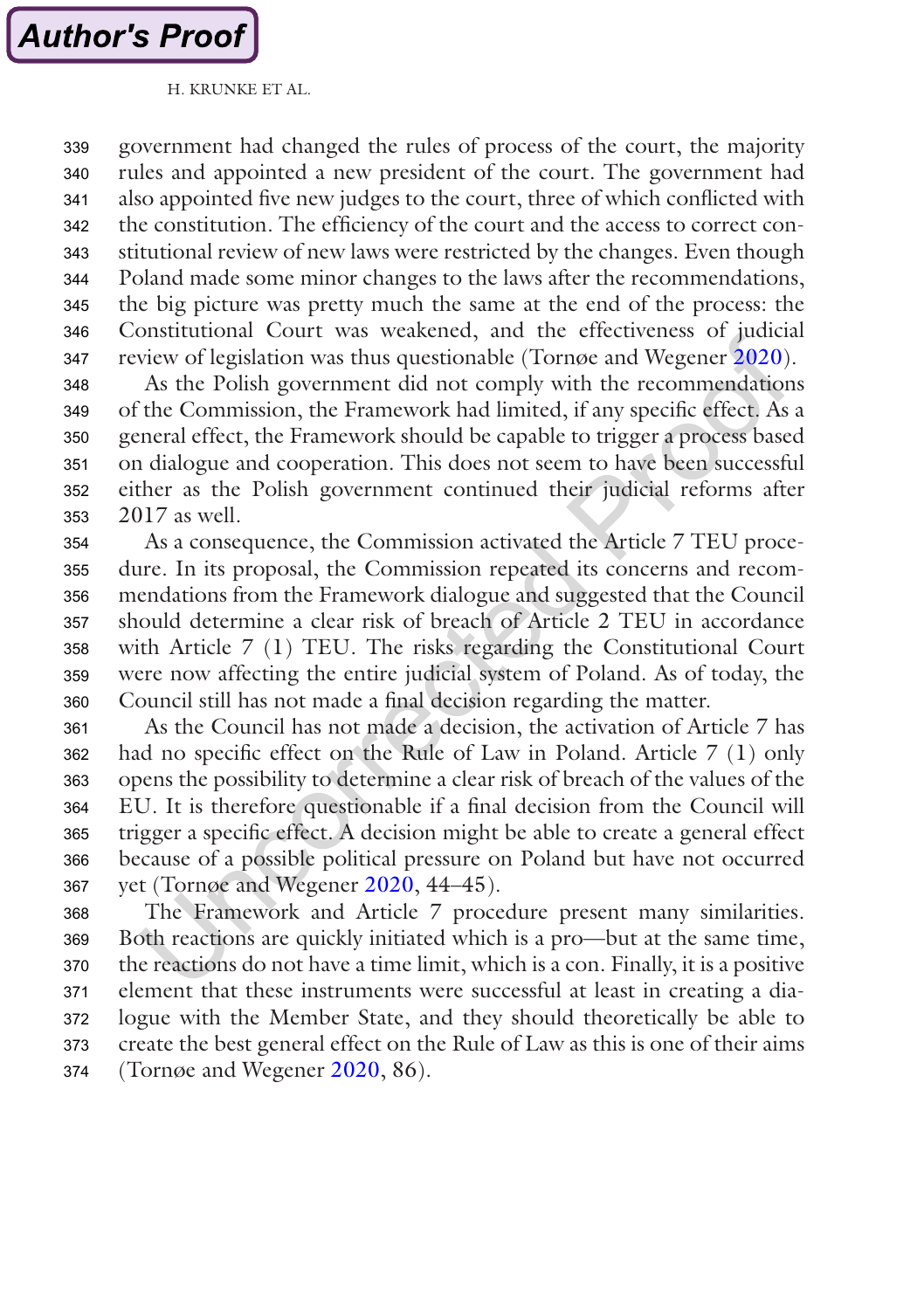government had changed the rules of process of the court, the majority rules and appointed a new president of the court. The government had also appointed five new judges to the court, three of which conflicted with the constitution. The efficiency of the court and the access to correct constitutional review of new laws were restricted by the changes. Even though Poland made some minor changes to the laws after the recommendations, the big picture was pretty much the same at the end of the process: the Constitutional Court was weakened, and the effectiveness of judicial review of legislation was thus questionable (Tornøe and Wegener 2020).

As the Polish government did not comply with the recommendations of the Commission, the Framework had limited, if any specific effect. As a general effect, the Framework should be capable to trigger a process based on dialogue and cooperation. This does not seem to have been successful either as the Polish government continued their judicial reforms after 2017 as well.

As a consequence, the Commission activated the Article 7 TEU procedure. In its proposal, the Commission repeated its concerns and recommendations from the Framework dialogue and suggested that the Council should determine a clear risk of breach of Article 2 TEU in accordance with Article 7 (1) TEU. The risks regarding the Constitutional Court were now affecting the entire judicial system of Poland. As of today, the Council still has not made a final decision regarding the matter.

As the Council has not made a decision, the activation of Article 7 has had no specific effect on the Rule of Law in Poland. Article 7 (1) only opens the possibility to determine a clear risk of breach of the values of the EU. It is therefore questionable if a final decision from the Council will trigger a specific effect. A decision might be able to create a general effect because of a possible political pressure on Poland but have not occurred yet (Tornøe and Wegener 2020, 44–45).

The Framework and Article 7 procedure present many similarities. Both reactions are quickly initiated which is a pro—but at the same time, the reactions do not have a time limit, which is a con. Finally, it is a positive element that these instruments were successful at least in creating a dialogue with the Member State, and they should theoretically be able to create the best general effect on the Rule of Law as this is one of their aims (Tornøe and Wegener 2020, 86).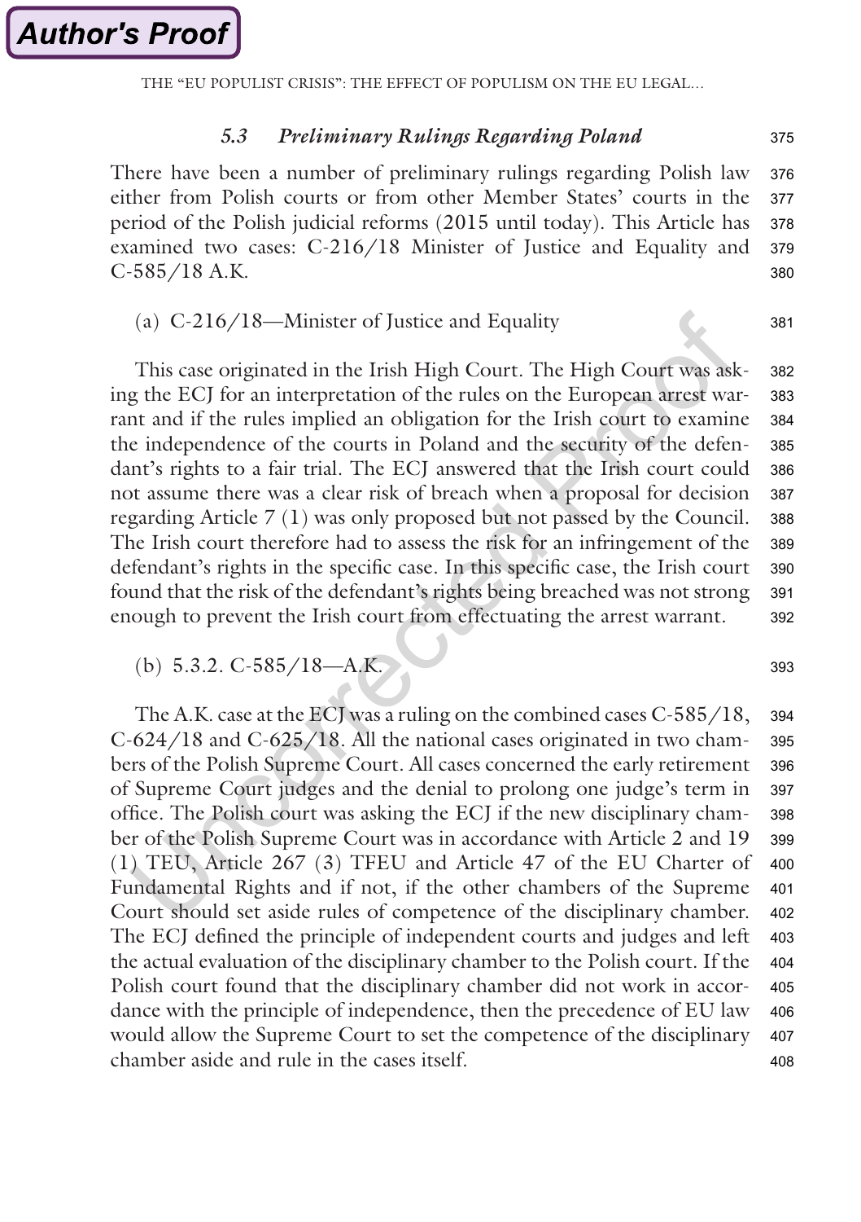### 5.3 *Preliminary Rulings Regarding Poland*

There have been a number of preliminary rulings regarding Polish law either from Polish courts or from other Member States' courts in the period of the Polish judicial reforms (2015 until today). This Article has examined two cases: C-216/18 Minister of Justice and Equality and C-585/18 A.K.

(a) C-216/18—Minister of Justice and Equality

This case originated in the Irish High Court. The High Court was asking the ECJ for an interpretation of the rules on the European arrest warrant and if the rules implied an obligation for the Irish court to examine the independence of the courts in Poland and the security of the defendant's rights to a fair trial. The ECJ answered that the Irish court could not assume there was a clear risk of breach when a proposal for decision regarding Article 7 (1) was only proposed but not passed by the Council. The Irish court therefore had to assess the risk for an infringement of the defendant's rights in the specific case. In this specific case, the Irish court found that the risk of the defendant's rights being breached was not strong enough to prevent the Irish court from effectuating the arrest warrant.

(b) 5.3.2. C-585/18—A.K.

The A.K. case at the ECJ was a ruling on the combined cases C-585/18, C-624/18 and C-625/18. All the national cases originated in two chambers of the Polish Supreme Court. All cases concerned the early retirement of Supreme Court judges and the denial to prolong one judge's term in office. The Polish court was asking the ECJ if the new disciplinary chamber of the Polish Supreme Court was in accordance with Article 2 and 19 (1) TEU, Article 267 (3) TFEU and Article 47 of the EU Charter of Fundamental Rights and if not, if the other chambers of the Supreme Court should set aside rules of competence of the disciplinary chamber. The ECJ defined the principle of independent courts and judges and left the actual evaluation of the disciplinary chamber to the Polish court. If the Polish court found that the disciplinary chamber did not work in accordance with the principle of independence, then the precedence of EU law would allow the Supreme Court to set the competence of the disciplinary chamber aside and rule in the cases itself.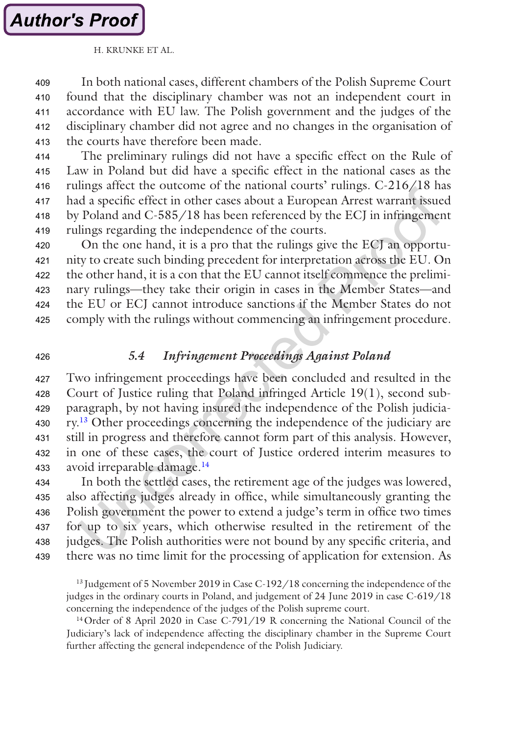In both national cases, different chambers of the Polish Supreme Court found that the disciplinary chamber was not an independent court in accordance with EU law. The Polish government and the judges of the disciplinary chamber did not agree and no changes in the organisation of the courts have therefore been made.

The preliminary rulings did not have a specific effect on the Rule of Law in Poland but did have a specific effect in the national cases as the rulings affect the outcome of the national courts' rulings. C-216/18 has had a specific effect in other cases about a European Arrest warrant issued by Poland and C-585/18 has been referenced by the ECJ in infringement rulings regarding the independence of the courts.

On the one hand, it is a pro that the rulings give the ECJ an opportunity to create such binding precedent for interpretation across the EU. On the other hand, it is a con that the EU cannot itself commence the preliminary rulings—they take their origin in cases in the Member States—and the EU or ECJ cannot introduce sanctions if the Member States do not comply with the rulings without commencing an infringement procedure.

### 5.4 *Infringement Proceedings Against Poland*

Two infringement proceedings have been concluded and resulted in the Court of Justice ruling that Poland infringed Article 19(1), second subparagraph, by not having insured the independence of the Polish judiciary.[13] Other proceedings concerning the independence of the judiciary are still in progress and therefore cannot form part of this analysis. However, in one of these cases, the court of Justice ordered interim measures to avoid irreparable damage.[14]

In both the settled cases, the retirement age of the judges was lowered, also affecting judges already in office, while simultaneously granting the Polish government the power to extend a judge's term in office two times for up to six years, which otherwise resulted in the retirement of the judges. The Polish authorities were not bound by any specific criteria, and there was no time limit for the processing of application for extension. As

[13] Judgement of 5 November 2019 in Case C-192/18 concerning the independence of the judges in the ordinary courts in Poland, and judgement of 24 June 2019 in case C-619/18 concerning the independence of the judges of the Polish supreme court.

[14] Order of 8 April 2020 in Case C-791/19 R concerning the National Council of the Judiciary's lack of independence affecting the disciplinary chamber in the Supreme Court further affecting the general independence of the Polish Judiciary.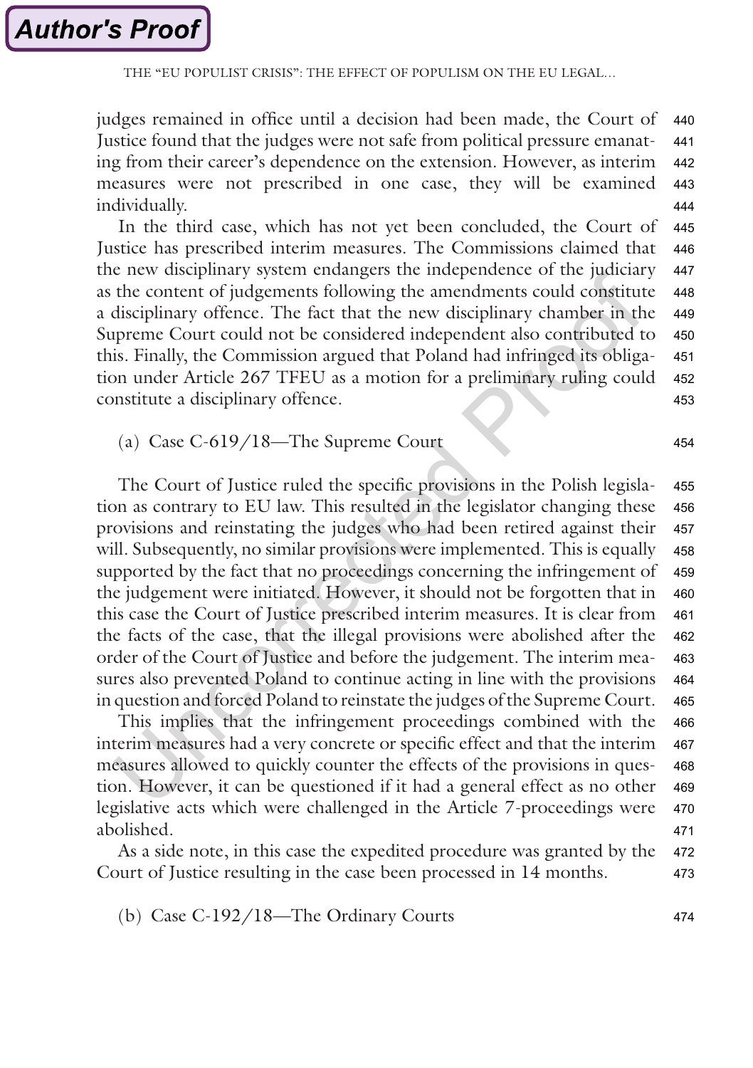judges remained in office until a decision had been made, the Court of Justice found that the judges were not safe from political pressure emanating from their career's dependence on the extension. However, as interim measures were not prescribed in one case, they will be examined individually.

In the third case, which has not yet been concluded, the Court of Justice has prescribed interim measures. The Commissions claimed that the new disciplinary system endangers the independence of the judiciary as the content of judgements following the amendments could constitute a disciplinary offence. The fact that the new disciplinary chamber in the Supreme Court could not be considered independent also contributed to this. Finally, the Commission argued that Poland had infringed its obligation under Article 267 TFEU as a motion for a preliminary ruling could constitute a disciplinary offence.

(a) Case C-619/18—The Supreme Court

The Court of Justice ruled the specific provisions in the Polish legislation as contrary to EU law. This resulted in the legislator changing these provisions and reinstating the judges who had been retired against their will. Subsequently, no similar provisions were implemented. This is equally supported by the fact that no proceedings concerning the infringement of the judgement were initiated. However, it should not be forgotten that in this case the Court of Justice prescribed interim measures. It is clear from the facts of the case, that the illegal provisions were abolished after the order of the Court of Justice and before the judgement. The interim measures also prevented Poland to continue acting in line with the provisions in question and forced Poland to reinstate the judges of the Supreme Court.

This implies that the infringement proceedings combined with the interim measures had a very concrete or specific effect and that the interim measures allowed to quickly counter the effects of the provisions in question. However, it can be questioned if it had a general effect as no other legislative acts which were challenged in the Article 7-proceedings were abolished.

As a side note, in this case the expedited procedure was granted by the Court of Justice resulting in the case been processed in 14 months.

(b) Case C-192/18—The Ordinary Courts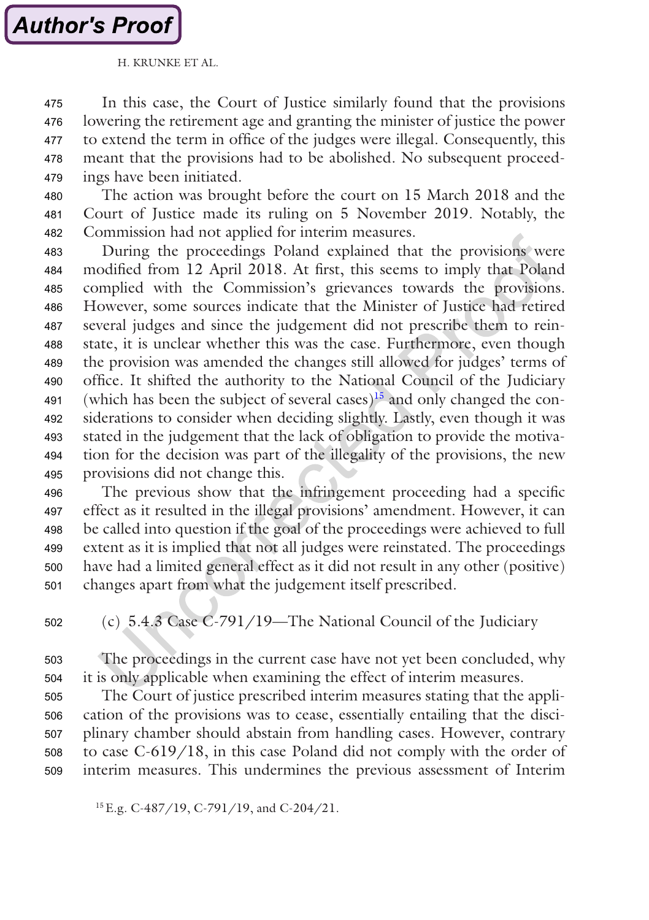In this case, the Court of Justice similarly found that the provisions lowering the retirement age and granting the minister of justice the power to extend the term in office of the judges were illegal. Consequently, this meant that the provisions had to be abolished. No subsequent proceedings have been initiated.

The action was brought before the court on 15 March 2018 and the Court of Justice made its ruling on 5 November 2019. Notably, the Commission had not applied for interim measures.

During the proceedings Poland explained that the provisions were modified from 12 April 2018. At first, this seems to imply that Poland complied with the Commission's grievances towards the provisions. However, some sources indicate that the Minister of Justice had retired several judges and since the judgement did not prescribe them to reinstate, it is unclear whether this was the case. Furthermore, even though the provision was amended the changes still allowed for judges' terms of office. It shifted the authority to the National Council of the Judiciary (which has been the subject of several cases)[15] and only changed the considerations to consider when deciding slightly. Lastly, even though it was stated in the judgement that the lack of obligation to provide the motivation for the decision was part of the illegality of the provisions, the new provisions did not change this.

The previous show that the infringement proceeding had a specific effect as it resulted in the illegal provisions' amendment. However, it can be called into question if the goal of the proceedings were achieved to full extent as it is implied that not all judges were reinstated. The proceedings have had a limited general effect as it did not result in any other (positive) changes apart from what the judgement itself prescribed.

### (c) 5.4.3 Case C-791/19—The National Council of the Judiciary

The proceedings in the current case have not yet been concluded, why it is only applicable when examining the effect of interim measures.

The Court of justice prescribed interim measures stating that the application of the provisions was to cease, essentially entailing that the disciplinary chamber should abstain from handling cases. However, contrary to case C-619/18, in this case Poland did not comply with the order of interim measures. This undermines the previous assessment of Interim

[15] E.g. C-487/19, C-791/19, and C-204/21.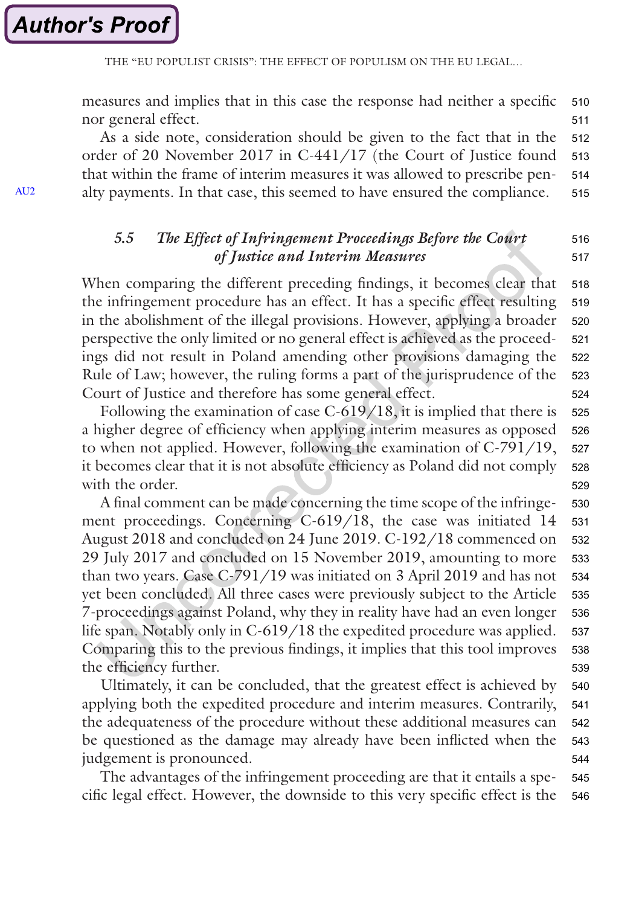measures and implies that in this case the response had neither a specific nor general effect.

As a side note, consideration should be given to the fact that in the order of 20 November 2017 in C-441/17 (the Court of Justice found that within the frame of interim measures it was allowed to prescribe penalty payments. In that case, this seemed to have ensured the compliance.

### 5.5 *The Effect of Infringement Proceedings Before the Court of Justice and Interim Measures*

When comparing the different preceding findings, it becomes clear that the infringement procedure has an effect. It has a specific effect resulting in the abolishment of the illegal provisions. However, applying a broader perspective the only limited or no general effect is achieved as the proceedings did not result in Poland amending other provisions damaging the Rule of Law; however, the ruling forms a part of the jurisprudence of the Court of Justice and therefore has some general effect.

Following the examination of case C-619/18, it is implied that there is a higher degree of efficiency when applying interim measures as opposed to when not applied. However, following the examination of C-791/19, it becomes clear that it is not absolute efficiency as Poland did not comply with the order.

A final comment can be made concerning the time scope of the infringement proceedings. Concerning C-619/18, the case was initiated 14 August 2018 and concluded on 24 June 2019. C-192/18 commenced on 29 July 2017 and concluded on 15 November 2019, amounting to more than two years. Case C-791/19 was initiated on 3 April 2019 and has not yet been concluded. All three cases were previously subject to the Article 7-proceedings against Poland, why they in reality have had an even longer life span. Notably only in C-619/18 the expedited procedure was applied. Comparing this to the previous findings, it implies that this tool improves the efficiency further.

Ultimately, it can be concluded, that the greatest effect is achieved by applying both the expedited procedure and interim measures. Contrarily, the adequateness of the procedure without these additional measures can be questioned as the damage may already have been inflicted when the judgement is pronounced.

The advantages of the infringement proceeding are that it entails a specific legal effect. However, the downside to this very specific effect is the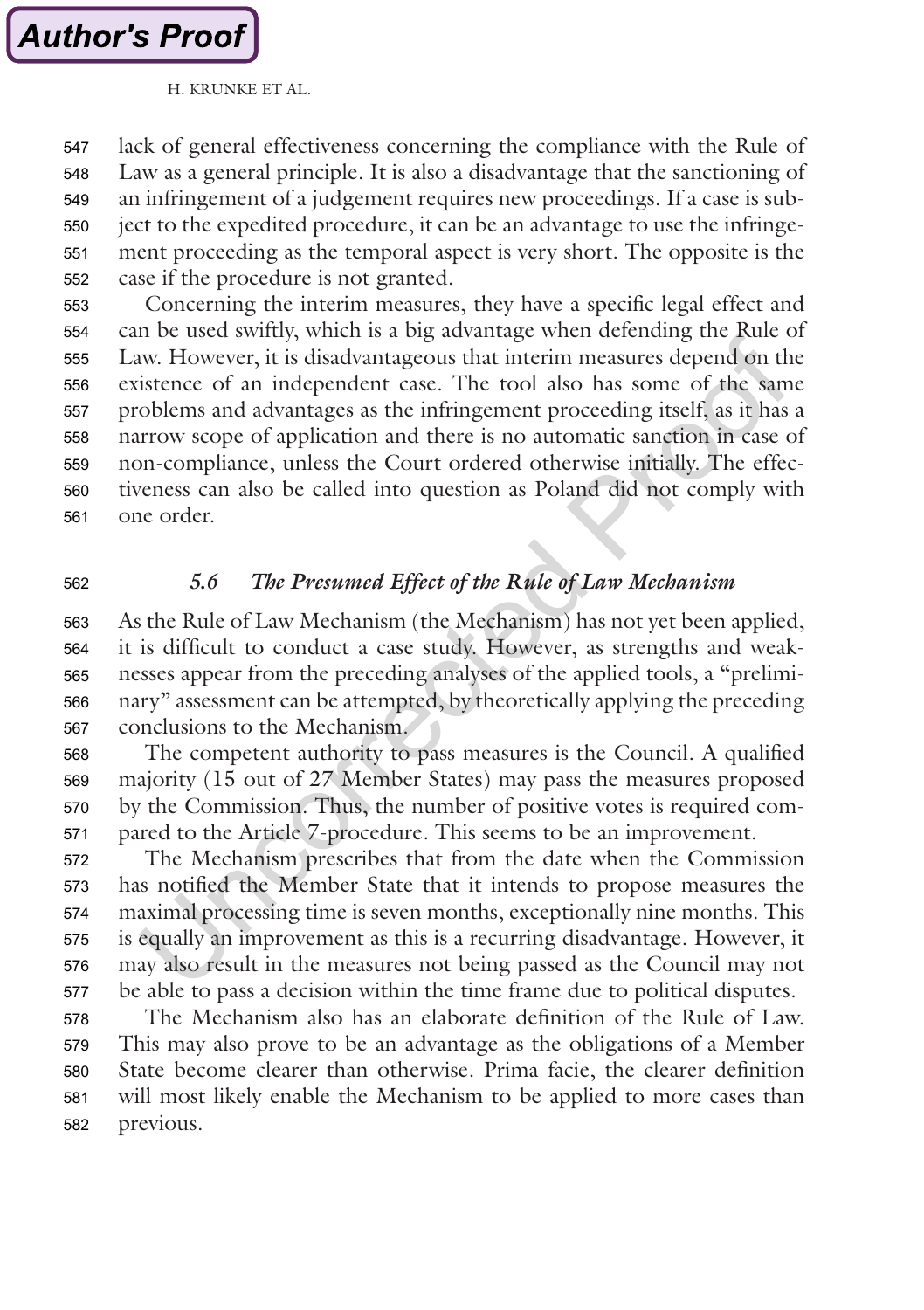lack of general effectiveness concerning the compliance with the Rule of Law as a general principle. It is also a disadvantage that the sanctioning of an infringement of a judgement requires new proceedings. If a case is subject to the expedited procedure, it can be an advantage to use the infringement proceeding as the temporal aspect is very short. The opposite is the case if the procedure is not granted.

Concerning the interim measures, they have a specific legal effect and can be used swiftly, which is a big advantage when defending the Rule of Law. However, it is disadvantageous that interim measures depend on the existence of an independent case. The tool also has some of the same problems and advantages as the infringement proceeding itself, as it has a narrow scope of application and there is no automatic sanction in case of non-compliance, unless the Court ordered otherwise initially. The effectiveness can also be called into question as Poland did not comply with one order.

### *5.6 The Presumed Effect of the Rule of Law Mechanism*

As the Rule of Law Mechanism (the Mechanism) has not yet been applied, it is difficult to conduct a case study. However, as strengths and weaknesses appear from the preceding analyses of the applied tools, a "preliminary" assessment can be attempted, by theoretically applying the preceding conclusions to the Mechanism.

The competent authority to pass measures is the Council. A qualified majority (15 out of 27 Member States) may pass the measures proposed by the Commission. Thus, the number of positive votes is required compared to the Article 7-procedure. This seems to be an improvement.

The Mechanism prescribes that from the date when the Commission has notified the Member State that it intends to propose measures the maximal processing time is seven months, exceptionally nine months. This is equally an improvement as this is a recurring disadvantage. However, it may also result in the measures not being passed as the Council may not be able to pass a decision within the time frame due to political disputes.

The Mechanism also has an elaborate definition of the Rule of Law. This may also prove to be an advantage as the obligations of a Member State become clearer than otherwise. Prima facie, the clearer definition will most likely enable the Mechanism to be applied to more cases than previous.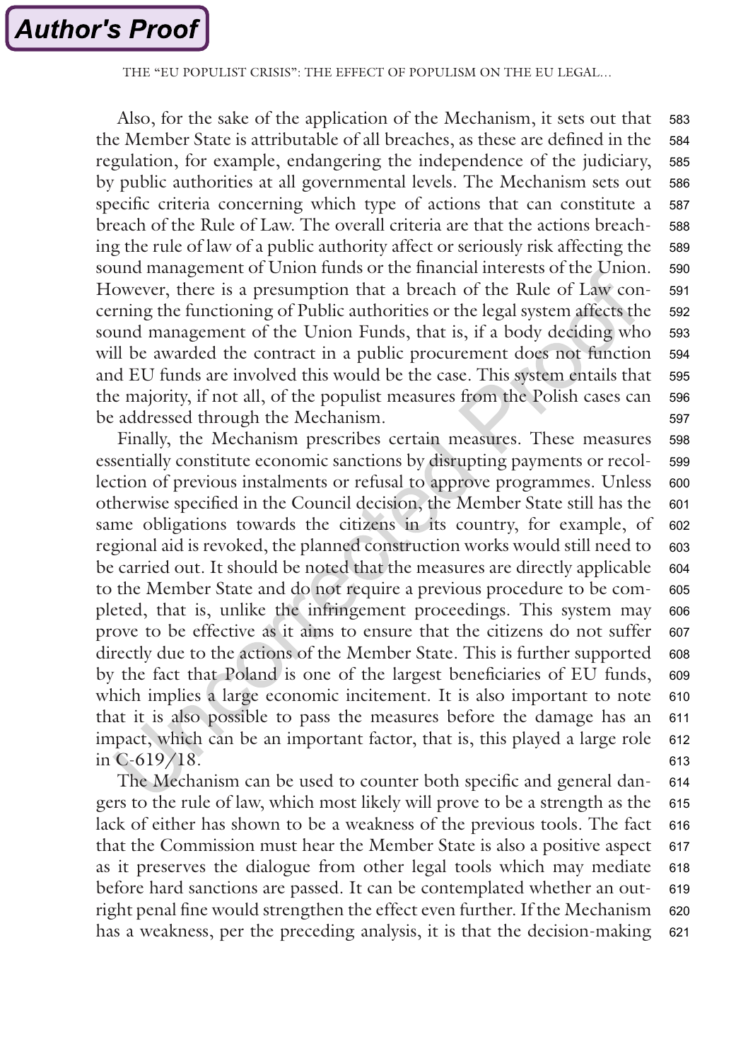Also, for the sake of the application of the Mechanism, it sets out that the Member State is attributable of all breaches, as these are defined in the regulation, for example, endangering the independence of the judiciary, by public authorities at all governmental levels. The Mechanism sets out specific criteria concerning which type of actions that can constitute a breach of the Rule of Law. The overall criteria are that the actions breaching the rule of law of a public authority affect or seriously risk affecting the sound management of Union funds or the financial interests of the Union. However, there is a presumption that a breach of the Rule of Law concerning the functioning of Public authorities or the legal system affects the sound management of the Union Funds, that is, if a body deciding who will be awarded the contract in a public procurement does not function and EU funds are involved this would be the case. This system entails that the majority, if not all, of the populist measures from the Polish cases can be addressed through the Mechanism.

Finally, the Mechanism prescribes certain measures. These measures essentially constitute economic sanctions by disrupting payments or recollection of previous instalments or refusal to approve programmes. Unless otherwise specified in the Council decision, the Member State still has the same obligations towards the citizens in its country, for example, of regional aid is revoked, the planned construction works would still need to be carried out. It should be noted that the measures are directly applicable to the Member State and do not require a previous procedure to be completed, that is, unlike the infringement proceedings. This system may prove to be effective as it aims to ensure that the citizens do not suffer directly due to the actions of the Member State. This is further supported by the fact that Poland is one of the largest beneficiaries of EU funds, which implies a large economic incitement. It is also important to note that it is also possible to pass the measures before the damage has an impact, which can be an important factor, that is, this played a large role in C-619/18.

The Mechanism can be used to counter both specific and general dangers to the rule of law, which most likely will prove to be a strength as the lack of either has shown to be a weakness of the previous tools. The fact that the Commission must hear the Member State is also a positive aspect as it preserves the dialogue from other legal tools which may mediate before hard sanctions are passed. It can be contemplated whether an outright penal fine would strengthen the effect even further. If the Mechanism has a weakness, per the preceding analysis, it is that the decision-making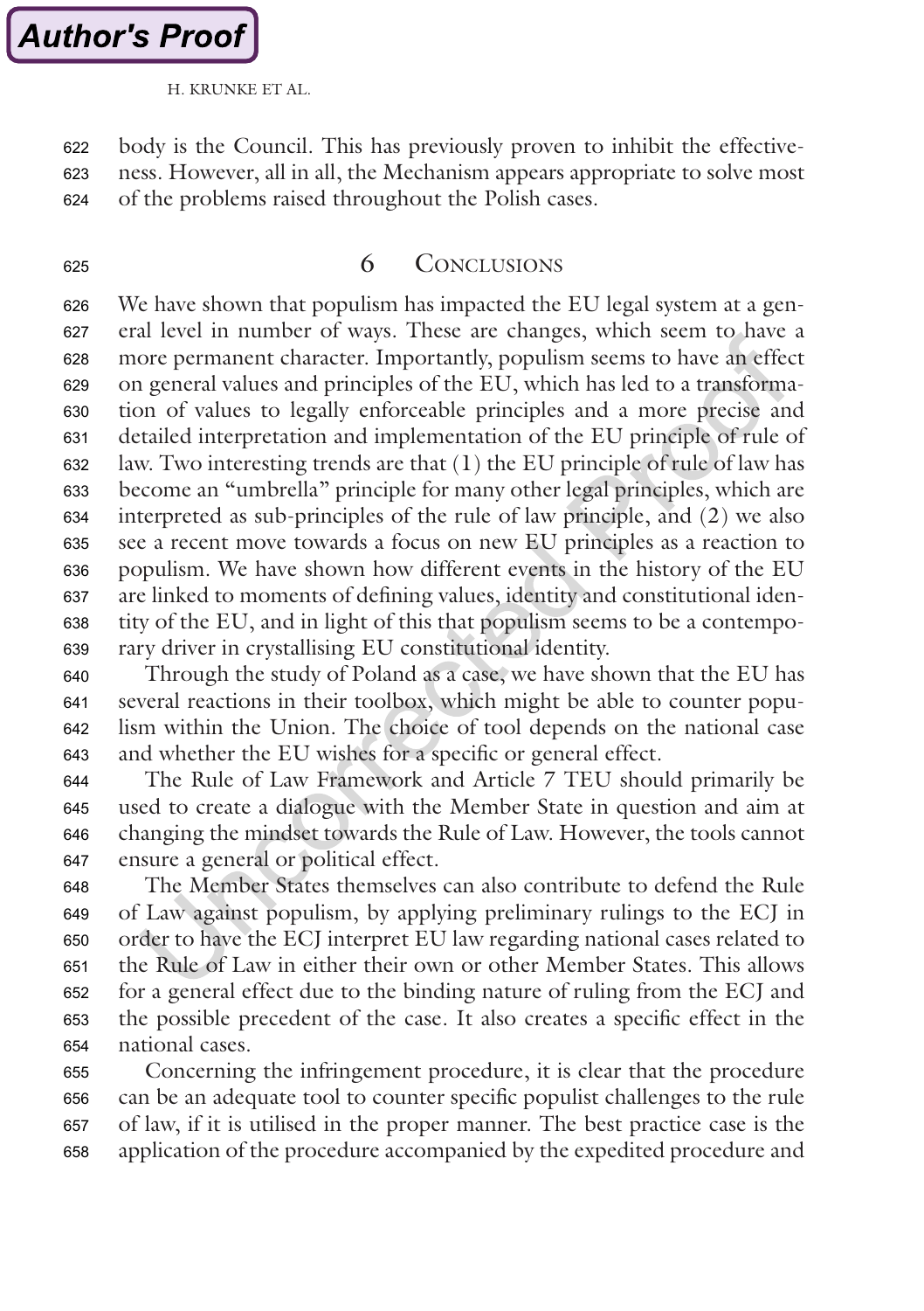body is the Council. This has previously proven to inhibit the effectiveness. However, all in all, the Mechanism appears appropriate to solve most of the problems raised throughout the Polish cases.

## 6 Conclusions

We have shown that populism has impacted the EU legal system at a general level in number of ways. These are changes, which seem to have a more permanent character. Importantly, populism seems to have an effect on general values and principles of the EU, which has led to a transformation of values to legally enforceable principles and a more precise and detailed interpretation and implementation of the EU principle of rule of law. Two interesting trends are that (1) the EU principle of rule of law has become an "umbrella" principle for many other legal principles, which are interpreted as sub-principles of the rule of law principle, and (2) we also see a recent move towards a focus on new EU principles as a reaction to populism. We have shown how different events in the history of the EU are linked to moments of defining values, identity and constitutional identity of the EU, and in light of this that populism seems to be a contemporary driver in crystallising EU constitutional identity.

Through the study of Poland as a case, we have shown that the EU has several reactions in their toolbox, which might be able to counter populism within the Union. The choice of tool depends on the national case and whether the EU wishes for a specific or general effect.

The Rule of Law Framework and Article 7 TEU should primarily be used to create a dialogue with the Member State in question and aim at changing the mindset towards the Rule of Law. However, the tools cannot ensure a general or political effect.

The Member States themselves can also contribute to defend the Rule of Law against populism, by applying preliminary rulings to the ECJ in order to have the ECJ interpret EU law regarding national cases related to the Rule of Law in either their own or other Member States. This allows for a general effect due to the binding nature of ruling from the ECJ and the possible precedent of the case. It also creates a specific effect in the national cases.

Concerning the infringement procedure, it is clear that the procedure can be an adequate tool to counter specific populist challenges to the rule of law, if it is utilised in the proper manner. The best practice case is the application of the procedure accompanied by the expedited procedure and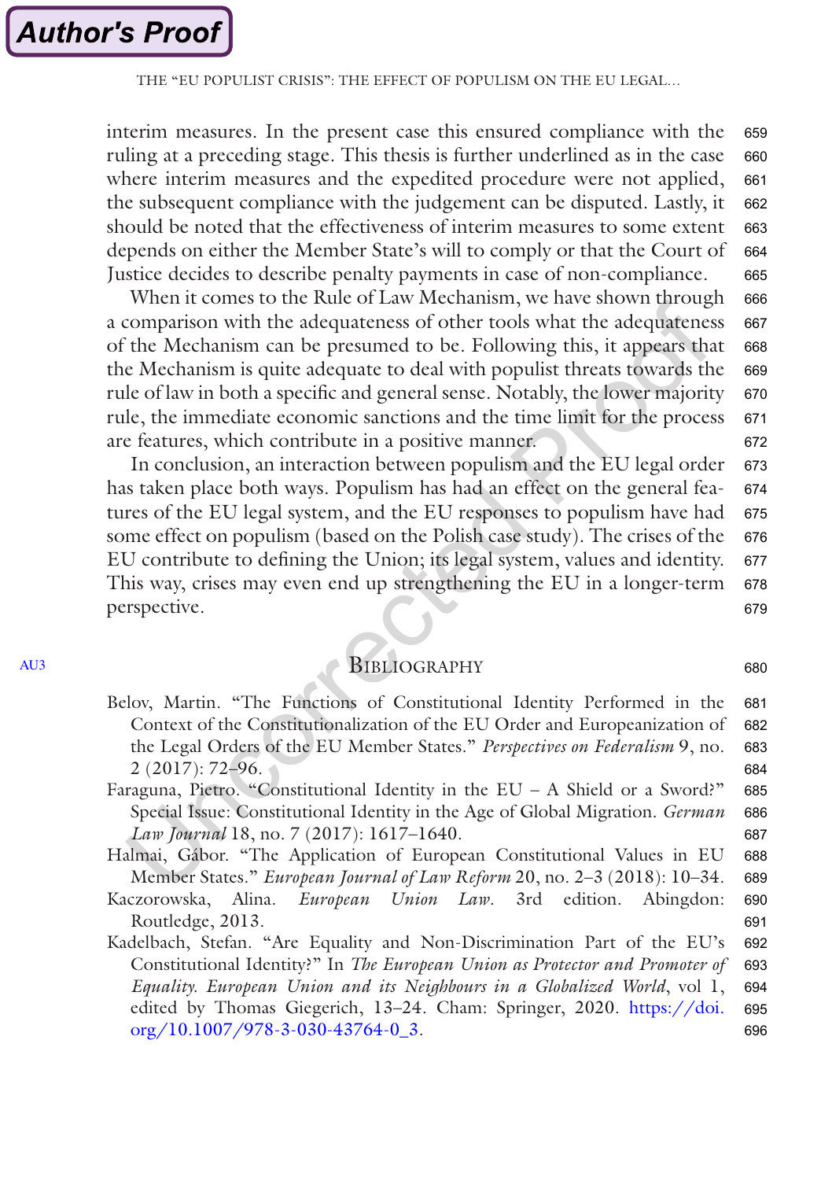interim measures. In the present case this ensured compliance with the ruling at a preceding stage. This thesis is further underlined as in the case where interim measures and the expedited procedure were not applied, the subsequent compliance with the judgement can be disputed. Lastly, it should be noted that the effectiveness of interim measures to some extent depends on either the Member State's will to comply or that the Court of Justice decides to describe penalty payments in case of non-compliance.

When it comes to the Rule of Law Mechanism, we have shown through a comparison with the adequateness of other tools what the adequateness of the Mechanism can be presumed to be. Following this, it appears that the Mechanism is quite adequate to deal with populist threats towards the rule of law in both a specific and general sense. Notably, the lower majority rule, the immediate economic sanctions and the time limit for the process are features, which contribute in a positive manner.

In conclusion, an interaction between populism and the EU legal order has taken place both ways. Populism has had an effect on the general features of the EU legal system, and the EU responses to populism have had some effect on populism (based on the Polish case study). The crises of the EU contribute to defining the Union; its legal system, values and identity. This way, crises may even end up strengthening the EU in a longer-term perspective.

## Bibliography

Belov, Martin. "The Functions of Constitutional Identity Performed in the Context of the Constitutionalization of the EU Order and Europeanization of the Legal Orders of the EU Member States." *Perspectives on Federalism* 9, no. 2 (2017): 72–96.

Faraguna, Pietro. "Constitutional Identity in the EU – A Shield or a Sword?" Special Issue: Constitutional Identity in the Age of Global Migration. *German Law Journal* 18, no. 7 (2017): 1617–1640.

Halmai, Gábor. "The Application of European Constitutional Values in EU Member States." *European Journal of Law Reform* 20, no. 2–3 (2018): 10–34.

Kaczorowska, Alina. *European Union Law*. 3rd edition. Abingdon: Routledge, 2013.

Kadelbach, Stefan. "Are Equality and Non-Discrimination Part of the EU's Constitutional Identity?" In *The European Union as Protector and Promoter of Equality. European Union and its Neighbours in a Globalized World*, vol 1, edited by Thomas Giegerich, 13–24. Cham: Springer, 2020. https://doi.org/10.1007/978-3-030-43764-0_3.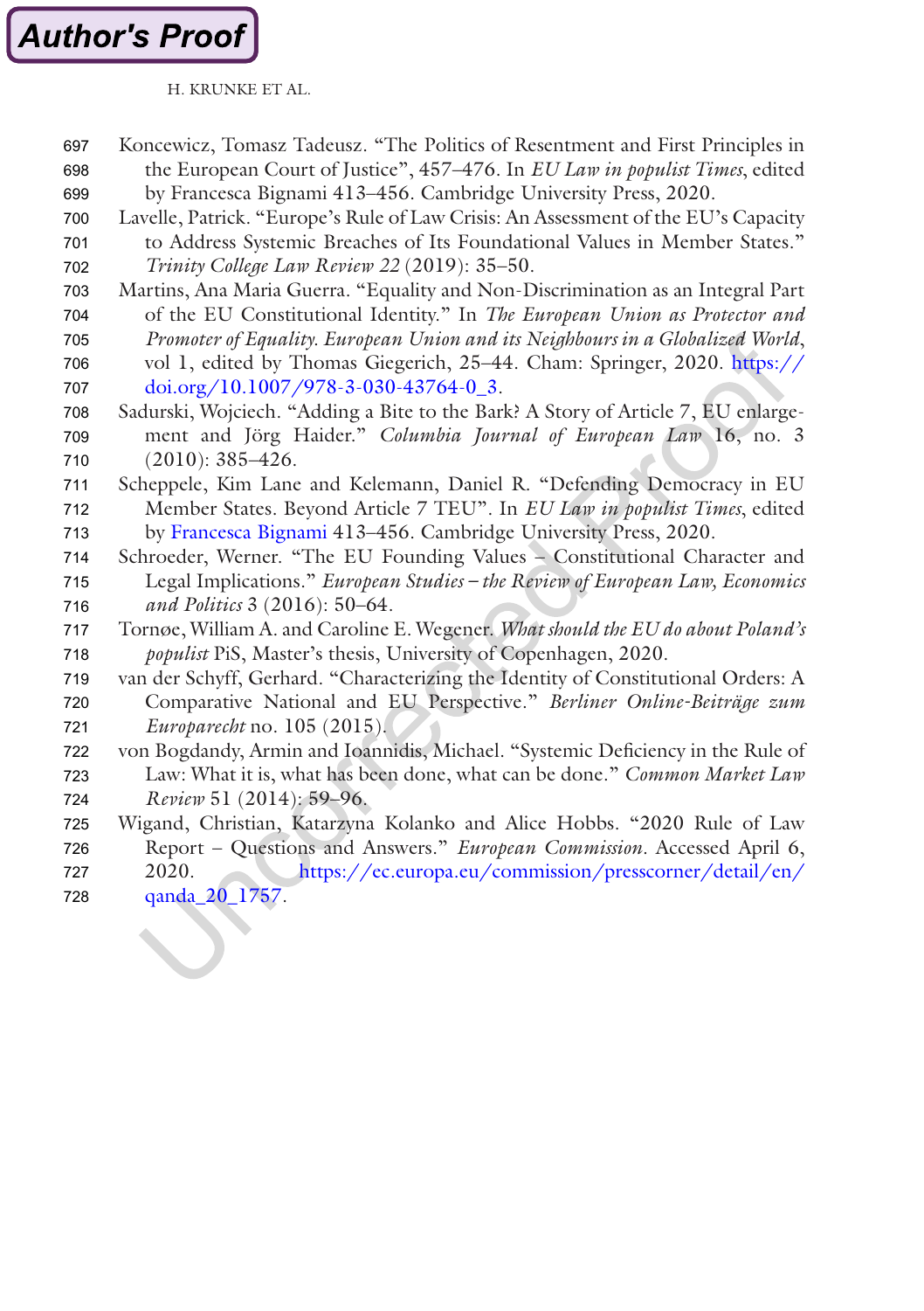Koncewicz, Tomasz Tadeusz. “The Politics of Resentment and First Principles in the European Court of Justice”, 457–476. In *EU Law in populist Times*, edited by Francesca Bignami 413–456. Cambridge University Press, 2020.

Lavelle, Patrick. “Europe’s Rule of Law Crisis: An Assessment of the EU’s Capacity to Address Systemic Breaches of Its Foundational Values in Member States.” *Trinity College Law Review 22* (2019): 35–50.

Martins, Ana Maria Guerra. “Equality and Non-Discrimination as an Integral Part of the EU Constitutional Identity.” In *The European Union as Protector and Promoter of Equality. European Union and its Neighbours in a Globalized World*, vol 1, edited by Thomas Giegerich, 25–44. Cham: Springer, 2020. https://doi.org/10.1007/978-3-030-43764-0_3.

Sadurski, Wojciech. “Adding a Bite to the Bark? A Story of Article 7, EU enlargement and Jörg Haider.” *Columbia Journal of European Law* 16, no. 3 (2010): 385–426.

Scheppele, Kim Lane and Kelemann, Daniel R. “Defending Democracy in EU Member States. Beyond Article 7 TEU”. In *EU Law in populist Times*, edited by Francesca Bignami 413–456. Cambridge University Press, 2020.

Schroeder, Werner. “The EU Founding Values – Constitutional Character and Legal Implications.” *European Studies – the Review of European Law, Economics and Politics* 3 (2016): 50–64.

Tornøe, William A. and Caroline E. Wegener. *What should the EU do about Poland’s populist* PiS, Master’s thesis, University of Copenhagen, 2020.

van der Schyff, Gerhard. “Characterizing the Identity of Constitutional Orders: A Comparative National and EU Perspective.” *Berliner Online-Beiträge zum Europarecht* no. 105 (2015).

von Bogdandy, Armin and Ioannidis, Michael. “Systemic Deficiency in the Rule of Law: What it is, what has been done, what can be done.” *Common Market Law Review* 51 (2014): 59–96.

Wigand, Christian, Katarzyna Kolanko and Alice Hobbs. “2020 Rule of Law Report – Questions and Answers.” *European Commission*. Accessed April 6, 2020. https://ec.europa.eu/commission/presscorner/detail/en/qanda_20_1757.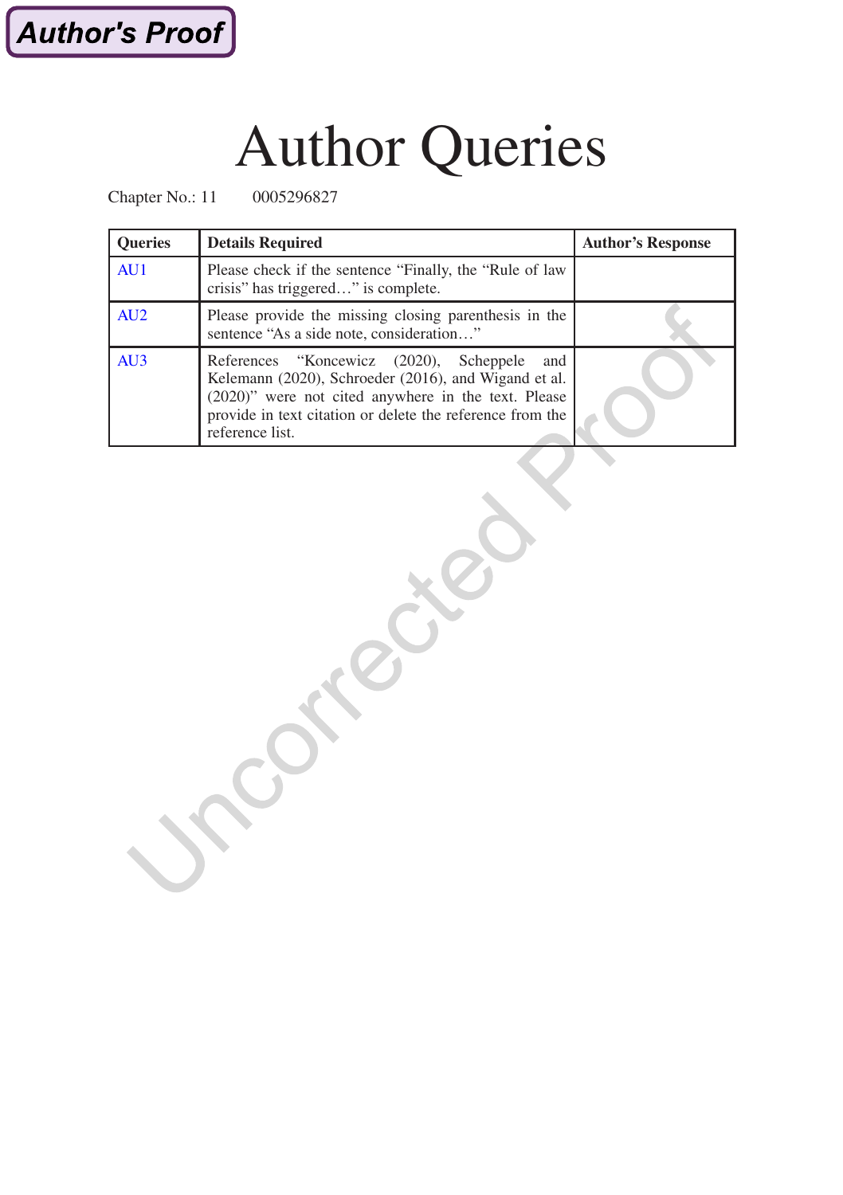# Author Queries

Chapter No.: 11 0005296827

| Queries | Details Required | Author's Response |
| --- | --- | --- |
| AU1 | Please check if the sentence "Finally, the "Rule of law crisis" has triggered…" is complete. | |
| AU2 | Please provide the missing closing parenthesis in the sentence "As a side note, consideration…" | |
| AU3 | References "Koncewicz (2020), Scheppele and Kelemann (2020), Schroeder (2016), and Wigand et al. (2020)" were not cited anywhere in the text. Please provide in text citation or delete the reference from the reference list. | |